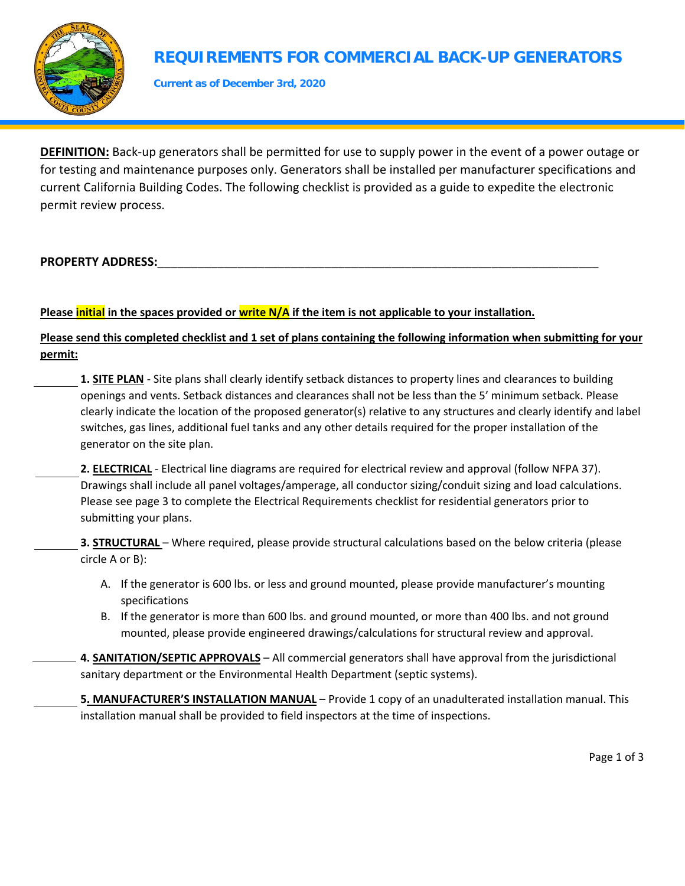# REQUIREMENTS FOR COMMERCIAL BACK-UP GENERATORS

**Current as of December 3rd, 2020**

**DEFINITION:** Back-up generators shall be permitted for use to supply power in the event of a power outage or for testing and maintenance purposes only. Generators shall be installed per manufacturer specifications and current California Building Codes. The following checklist is provided as a guide to expedite the electronic permit review process.

**PROPERTY ADDRESS:**_______________________________________________________________

**Please initial in the spaces provided or write N/A if the item is not applicable to your installation.**

**Please send this completed checklist and 1 set of plans containing the following information when submitting for your permit:**

________ **1. SITE PLAN** - Site plans shall clearly identify setback distances to property lines and clearances to building openings and vents. Setback distances and clearances shall not be less than the 5' minimum setback. Please clearly indicate the location of the proposed generator(s) relative to any structures and clearly identify and label switches, gas lines, additional fuel tanks and any other details required for the proper installation of the generator on the site plan.

________ **2. ELECTRICAL** - Electrical line diagrams are required for electrical review and approval (follow NFPA 37). Drawings shall include all panel voltages/amperage, all conductor sizing/conduit sizing and load calculations. Please see page 3 to complete the Electrical Requirements checklist for residential generators prior to submitting your plans.

________ **3. STRUCTURAL** – Where required, please provide structural calculations based on the below criteria (please circle A or B):

A. If the generator is 600 lbs. or less and ground mounted, please provide manufacturer's mounting specifications

B. If the generator is more than 600 lbs. and ground mounted, or more than 400 lbs. and not ground mounted, please provide engineered drawings/calculations for structural review and approval.

________ **4. SANITATION/SEPTIC APPROVALS** – All commercial generators shall have approval from the jurisdictional sanitary department or the Environmental Health Department (septic systems).

________ **5. MANUFACTURER'S INSTALLATION MANUAL** – Provide 1 copy of an unadulterated installation manual. This installation manual shall be provided to field inspectors at the time of inspections.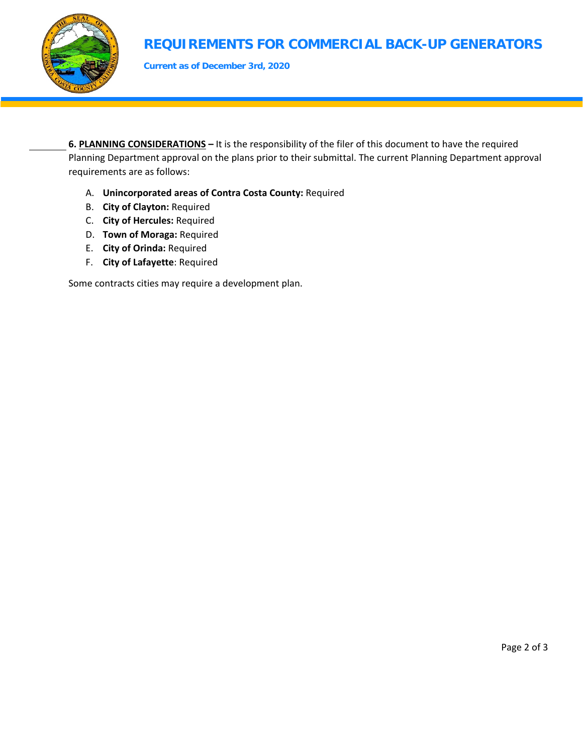# REQUIREMENTS FOR COMMERCIAL BACK-UP GENERATORS

**Current as of December 3rd, 2020**

________ **6. PLANNING CONSIDERATIONS –** It is the responsibility of the filer of this document to have the required Planning Department approval on the plans prior to their submittal. The current Planning Department approval requirements are as follows:

A. **Unincorporated areas of Contra Costa County:** Required
B. **City of Clayton:** Required
C. **City of Hercules:** Required
D. **Town of Moraga:** Required
E. **City of Orinda:** Required
F. **City of Lafayette**: Required

Some contracts cities may require a development plan.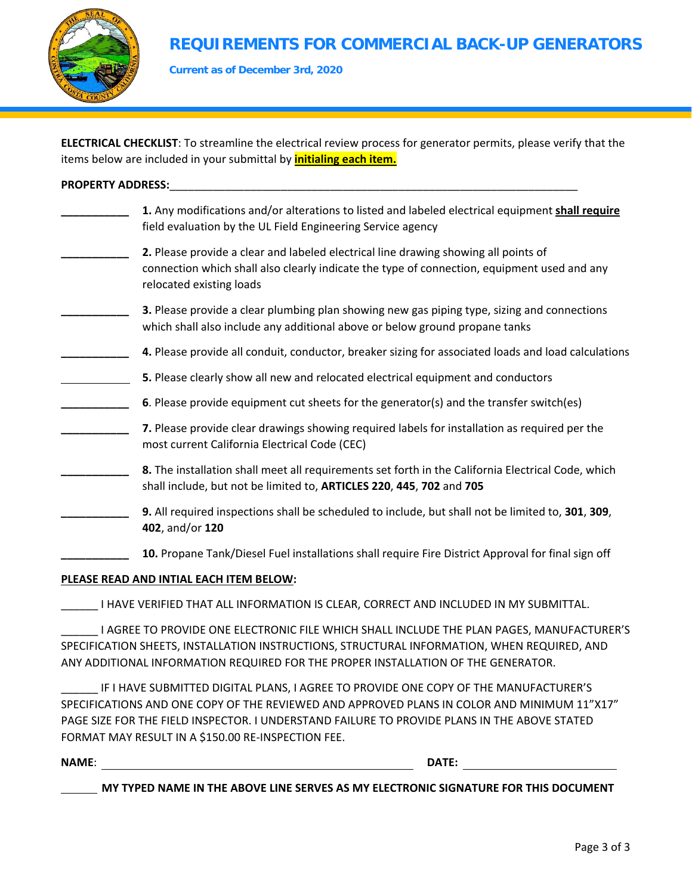# REQUIREMENTS FOR COMMERCIAL BACK-UP GENERATORS

**Current as of December 3rd, 2020**

**ELECTRICAL CHECKLIST**: To streamline the electrical review process for generator permits, please verify that the items below are included in your submittal by **initialing each item.**

**PROPERTY ADDRESS:**\_\_\_\_\_\_\_\_\_\_\_\_\_\_\_\_\_\_\_\_\_\_\_\_\_\_\_\_\_\_\_\_\_\_\_\_\_\_\_\_\_\_\_\_\_\_\_\_\_\_\_\_\_\_\_\_\_\_\_\_

\_\_\_\_\_\_\_\_\_\_\_ **1.** Any modifications and/or alterations to listed and labeled electrical equipment **shall require** field evaluation by the UL Field Engineering Service agency

\_\_\_\_\_\_\_\_\_\_\_ **2.** Please provide a clear and labeled electrical line drawing showing all points of connection which shall also clearly indicate the type of connection, equipment used and any relocated existing loads

\_\_\_\_\_\_\_\_\_\_\_ **3.** Please provide a clear plumbing plan showing new gas piping type, sizing and connections which shall also include any additional above or below ground propane tanks

\_\_\_\_\_\_\_\_\_\_\_ **4.** Please provide all conduit, conductor, breaker sizing for associated loads and load calculations

\_\_\_\_\_\_\_\_\_\_\_ **5.** Please clearly show all new and relocated electrical equipment and conductors

\_\_\_\_\_\_\_\_\_\_\_ **6**. Please provide equipment cut sheets for the generator(s) and the transfer switch(es)

\_\_\_\_\_\_\_\_\_\_\_ **7.** Please provide clear drawings showing required labels for installation as required per the most current California Electrical Code (CEC)

\_\_\_\_\_\_\_\_\_\_\_ **8.** The installation shall meet all requirements set forth in the California Electrical Code, which shall include, but not be limited to, **ARTICLES 220**, **445**, **702** and **705**

\_\_\_\_\_\_\_\_\_\_\_ **9.** All required inspections shall be scheduled to include, but shall not be limited to, **301**, **309**, **402**, and/or **120**

\_\_\_\_\_\_\_\_\_\_\_ **10.** Propane Tank/Diesel Fuel installations shall require Fire District Approval for final sign off

**PLEASE READ AND INTIAL EACH ITEM BELOW:**

\_\_\_\_\_\_ I HAVE VERIFIED THAT ALL INFORMATION IS CLEAR, CORRECT AND INCLUDED IN MY SUBMITTAL.

\_\_\_\_\_\_ I AGREE TO PROVIDE ONE ELECTRONIC FILE WHICH SHALL INCLUDE THE PLAN PAGES, MANUFACTURER'S SPECIFICATION SHEETS, INSTALLATION INSTRUCTIONS, STRUCTURAL INFORMATION, WHEN REQUIRED, AND ANY ADDITIONAL INFORMATION REQUIRED FOR THE PROPER INSTALLATION OF THE GENERATOR.

\_\_\_\_\_\_ IF I HAVE SUBMITTED DIGITAL PLANS, I AGREE TO PROVIDE ONE COPY OF THE MANUFACTURER'S SPECIFICATIONS AND ONE COPY OF THE REVIEWED AND APPROVED PLANS IN COLOR AND MINIMUM 11"X17" PAGE SIZE FOR THE FIELD INSPECTOR. I UNDERSTAND FAILURE TO PROVIDE PLANS IN THE ABOVE STATED FORMAT MAY RESULT IN A $150.00 RE-INSPECTION FEE.

**NAME**: \_\_\_\_\_\_\_\_\_\_\_\_\_\_\_\_\_\_\_\_\_\_\_\_\_\_\_\_\_\_\_\_\_\_\_\_\_\_\_\_ **DATE:** \_\_\_\_\_\_\_\_\_\_\_\_\_\_\_\_\_\_\_\_

\_\_\_\_\_\_ **MY TYPED NAME IN THE ABOVE LINE SERVES AS MY ELECTRONIC SIGNATURE FOR THIS DOCUMENT**